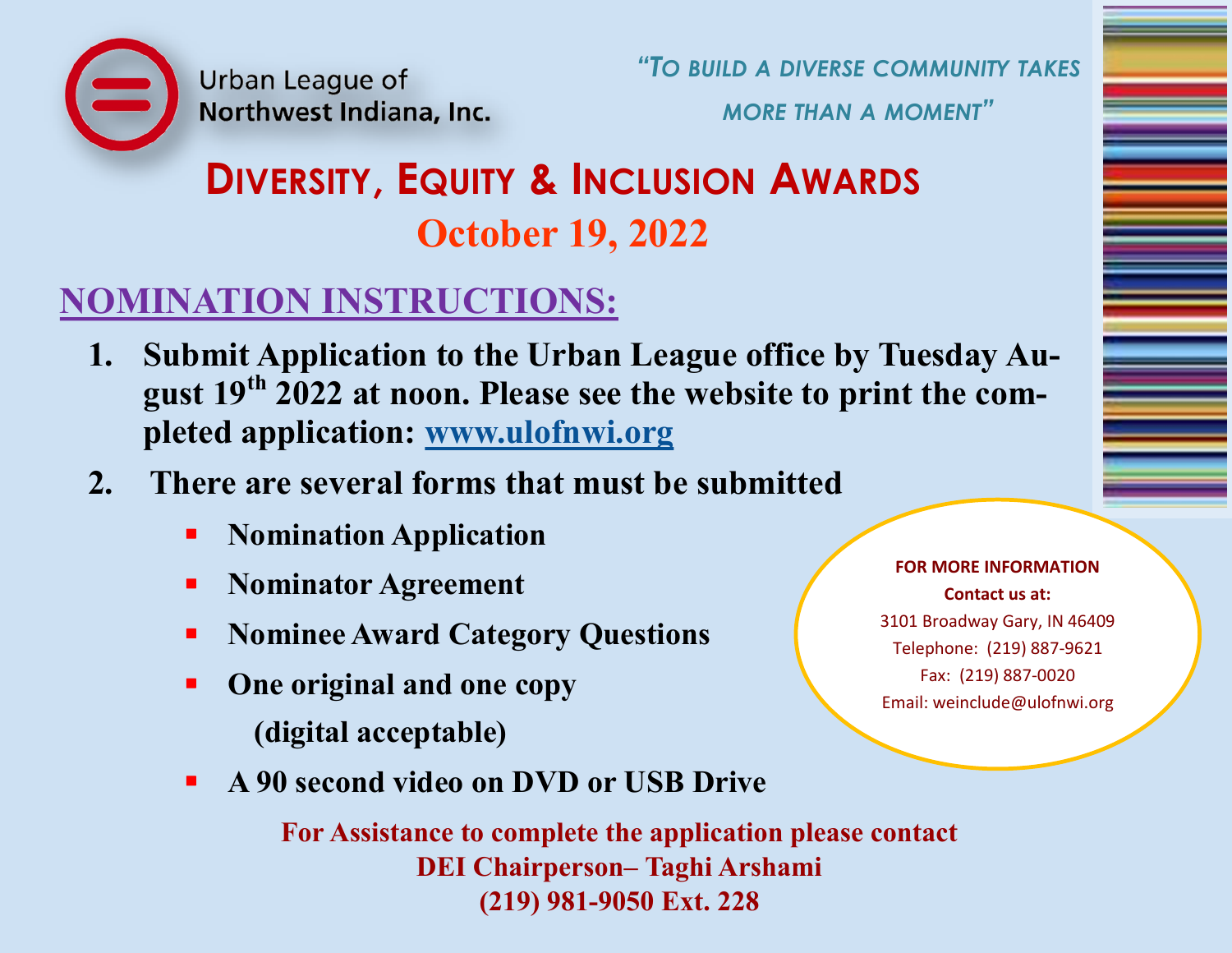Urban League of Northwest Indiana, Inc.

*"To build a diverse community takes more than a moment"*

# Diversity, Equity & Inclusion Awards

## October 19, 2022

## NOMINATION INSTRUCTIONS:

1. **Submit Application to the Urban League office by Tuesday August 19th 2022 at noon. Please see the website to print the completed application: www.ulofnwi.org**
2. **There are several forms that must be submitted**
   - **Nomination Application**
   - **Nominator Agreement**
   - **Nominee Award Category Questions**
   - **One original and one copy (digital acceptable)**
   - **A 90 second video on DVD or USB Drive**

**FOR MORE INFORMATION**
**Contact us at:**
3101 Broadway Gary, IN 46409
Telephone: (219) 887-9621
Fax: (219) 887-0020
Email: weinclude@ulofnwi.org

**For Assistance to complete the application please contact**
**DEI Chairperson– Taghi Arshami**
**(219) 981-9050 Ext. 228**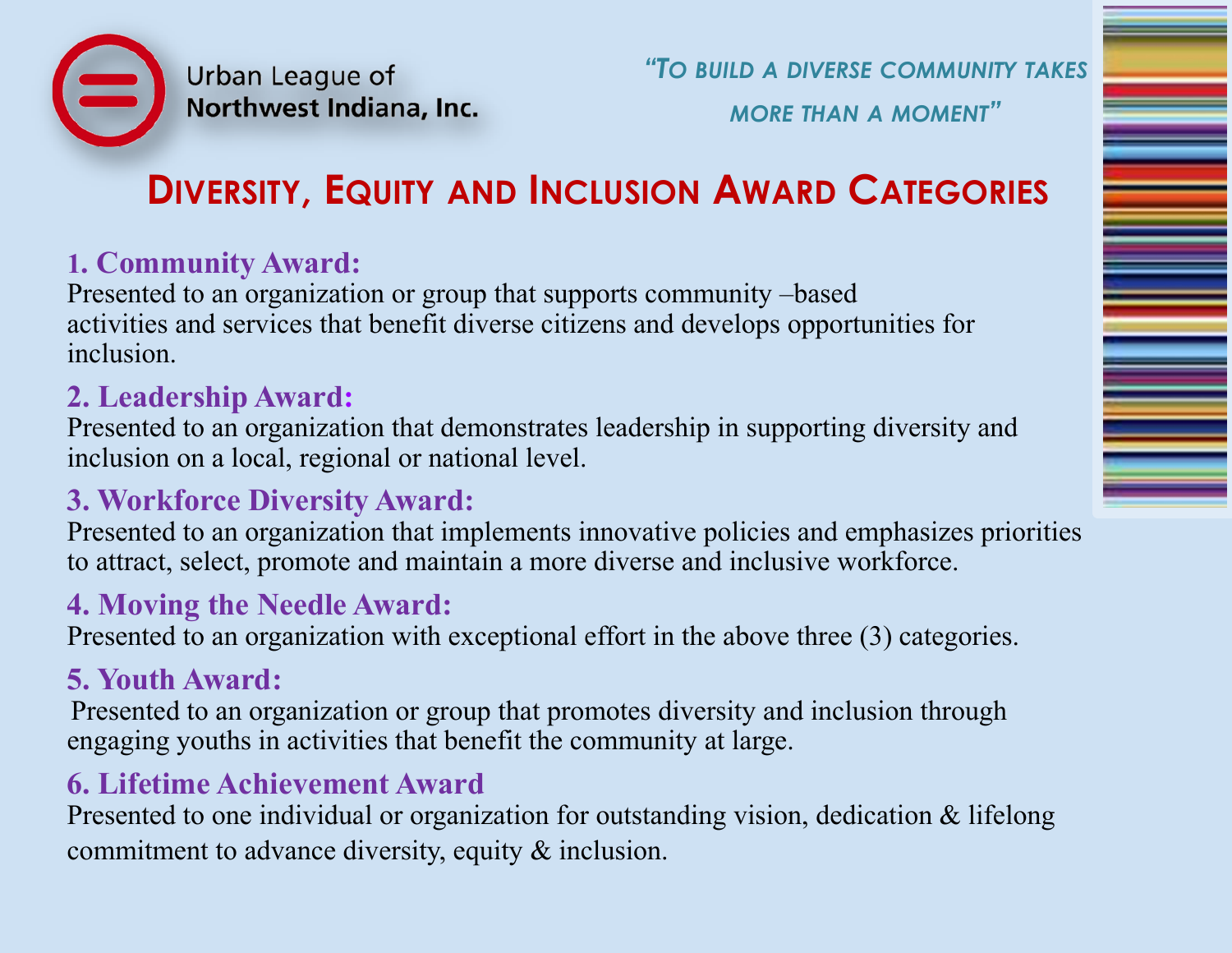Urban League of
**Northwest Indiana, Inc.**

*"To build a diverse community takes more than a moment"*

# Diversity, Equity and Inclusion Award Categories

**1. Community Award:**
Presented to an organization or group that supports community –based activities and services that benefit diverse citizens and develops opportunities for inclusion.

**2. Leadership Award:**
Presented to an organization that demonstrates leadership in supporting diversity and inclusion on a local, regional or national level.

**3. Workforce Diversity Award:**
Presented to an organization that implements innovative policies and emphasizes priorities to attract, select, promote and maintain a more diverse and inclusive workforce.

**4. Moving the Needle Award:**
Presented to an organization with exceptional effort in the above three (3) categories.

**5. Youth Award:**
Presented to an organization or group that promotes diversity and inclusion through engaging youths in activities that benefit the community at large.

**6. Lifetime Achievement Award**
Presented to one individual or organization for outstanding vision, dedication & lifelong commitment to advance diversity, equity & inclusion.